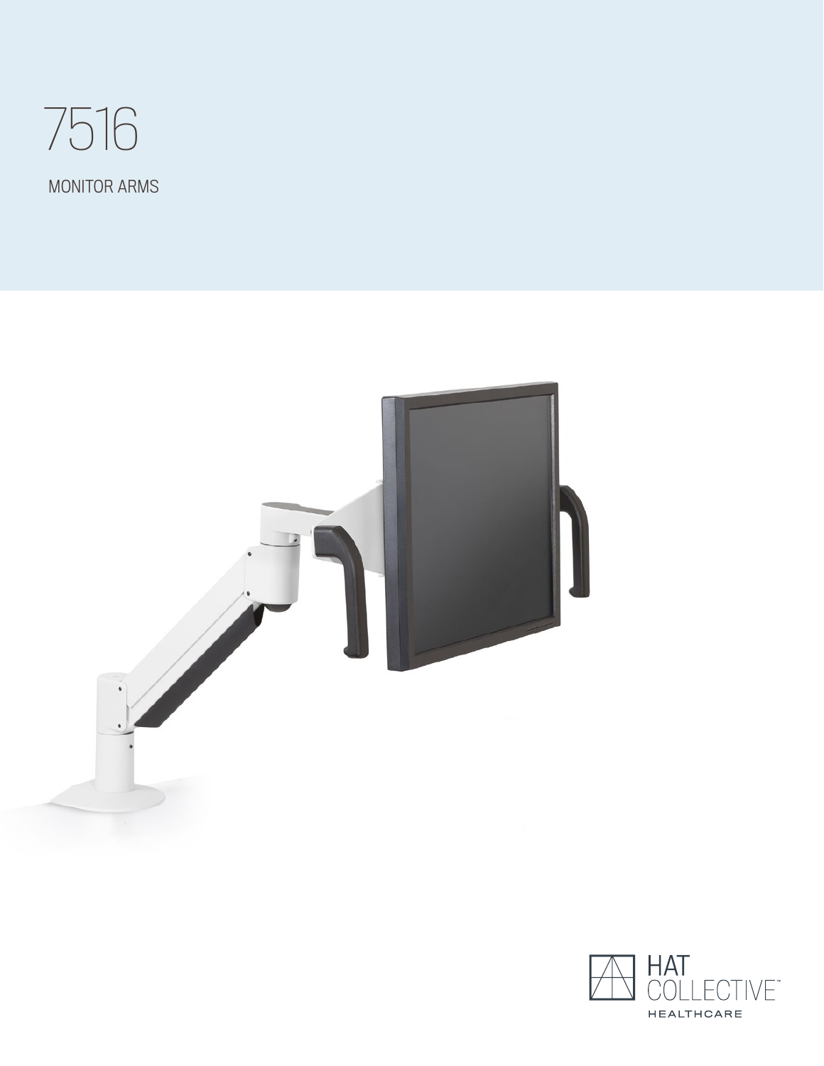# 7516

MONITOR ARMS

HAT COLLECTIVE™
HEALTHCARE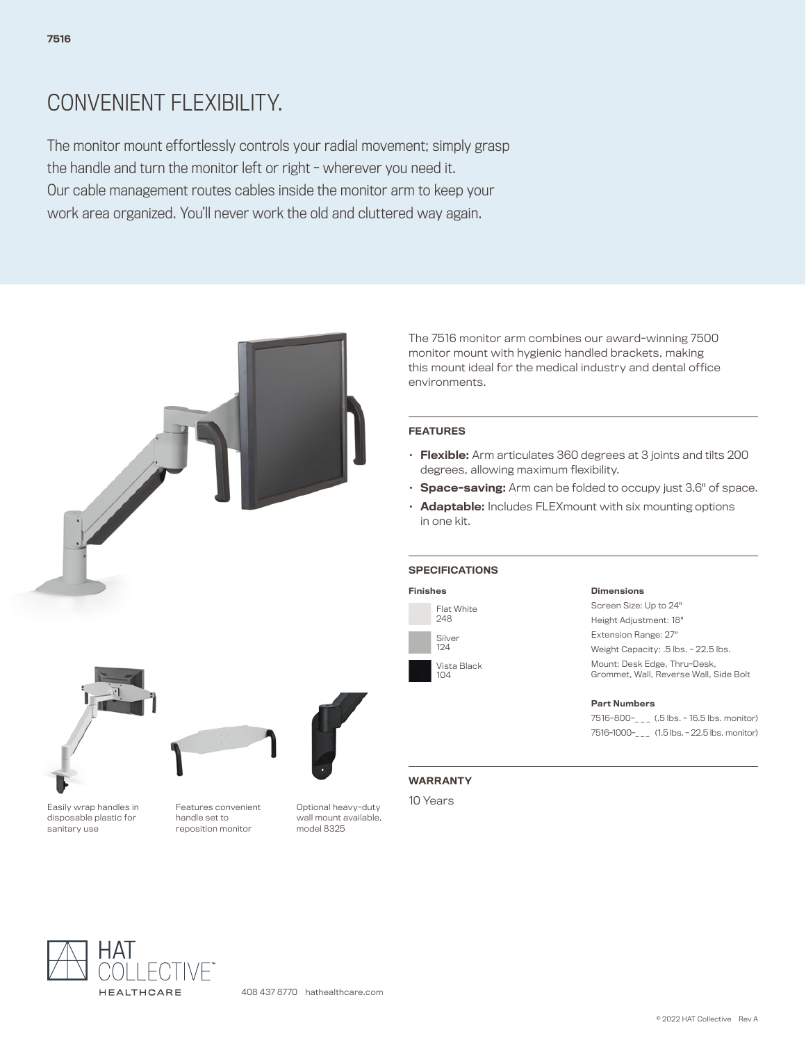7516

# CONVENIENT FLEXIBILITY.

The monitor mount effortlessly controls your radial movement; simply grasp the handle and turn the monitor left or right – wherever you need it. Our cable management routes cables inside the monitor arm to keep your work area organized. You'll never work the old and cluttered way again.

The 7516 monitor arm combines our award-winning 7500 monitor mount with hygienic handled brackets, making this mount ideal for the medical industry and dental office environments.

## FEATURES

- **Flexible:** Arm articulates 360 degrees at 3 joints and tilts 200 degrees, allowing maximum flexibility.
- **Space-saving:** Arm can be folded to occupy just 3.6" of space.
- **Adaptable:** Includes FLEXmount with six mounting options in one kit.

## SPECIFICATIONS

**Finishes**

- Flat White 248
- Silver 124
- Vista Black 104

**Dimensions**

Screen Size: Up to 24"
Height Adjustment: 18"
Extension Range: 27"
Weight Capacity: .5 lbs. – 22.5 lbs.
Mount: Desk Edge, Thru-Desk, Grommet, Wall, Reverse Wall, Side Bolt

**Part Numbers**

7516-800-_ _ _ (.5 lbs. – 16.5 lbs. monitor)
7516-1000-_ _ _ (1.5 lbs. – 22.5 lbs. monitor)

## WARRANTY

10 Years

Easily wrap handles in disposable plastic for sanitary use

Features convenient handle set to reposition monitor

Optional heavy-duty wall mount available, model 8325

HAT COLLECTIVE™ HEALTHCARE

408 437 8770 hathealthcare.com

© 2022 HAT Collective Rev A